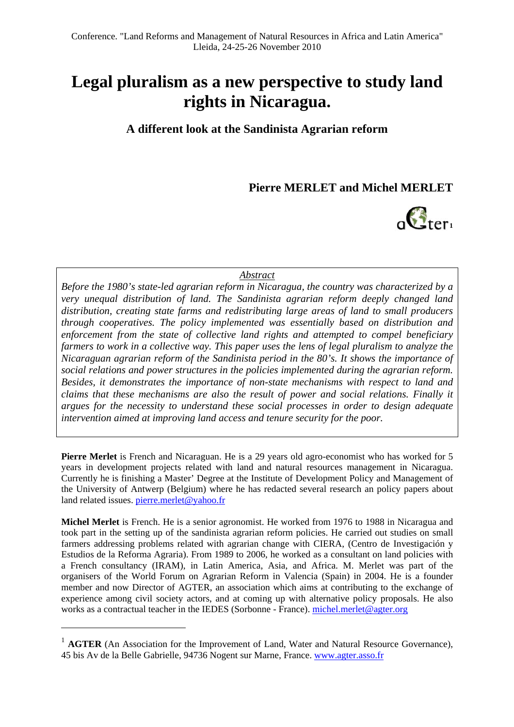Conference. "Land Reforms and Management of Natural Resources in Africa and Latin America"
Lleida, 24-25-26 November 2010

# Legal pluralism as a new perspective to study land rights in Nicaragua.

## A different look at the Sandinista Agrarian reform

**Pierre MERLET and Michel MERLET**

aGter[1]

<u>Abstract</u>

*Before the 1980's state-led agrarian reform in Nicaragua, the country was characterized by a very unequal distribution of land. The Sandinista agrarian reform deeply changed land distribution, creating state farms and redistributing large areas of land to small producers through cooperatives. The policy implemented was essentially based on distribution and enforcement from the state of collective land rights and attempted to compel beneficiary farmers to work in a collective way. This paper uses the lens of legal pluralism to analyze the Nicaraguan agrarian reform of the Sandinista period in the 80's. It shows the importance of social relations and power structures in the policies implemented during the agrarian reform. Besides, it demonstrates the importance of non-state mechanisms with respect to land and claims that these mechanisms are also the result of power and social relations. Finally it argues for the necessity to understand these social processes in order to design adequate intervention aimed at improving land access and tenure security for the poor.*

**Pierre Merlet** is French and Nicaraguan. He is a 29 years old agro-economist who has worked for 5 years in development projects related with land and natural resources management in Nicaragua. Currently he is finishing a Master' Degree at the Institute of Development Policy and Management of the University of Antwerp (Belgium) where he has redacted several research an policy papers about land related issues. pierre.merlet@yahoo.fr

**Michel Merlet** is French. He is a senior agronomist. He worked from 1976 to 1988 in Nicaragua and took part in the setting up of the sandinista agrarian reform policies. He carried out studies on small farmers addressing problems related with agrarian change with CIERA, (Centro de Investigación y Estudios de la Reforma Agraria). From 1989 to 2006, he worked as a consultant on land policies with a French consultancy (IRAM), in Latin America, Asia, and Africa. M. Merlet was part of the organisers of the World Forum on Agrarian Reform in Valencia (Spain) in 2004. He is a founder member and now Director of AGTER, an association which aims at contributing to the exchange of experience among civil society actors, and at coming up with alternative policy proposals. He also works as a contractual teacher in the IEDES (Sorbonne - France). michel.merlet@agter.org

---

[1] **AGTER** (An Association for the Improvement of Land, Water and Natural Resource Governance), 45 bis Av de la Belle Gabrielle, 94736 Nogent sur Marne, France. www.agter.asso.fr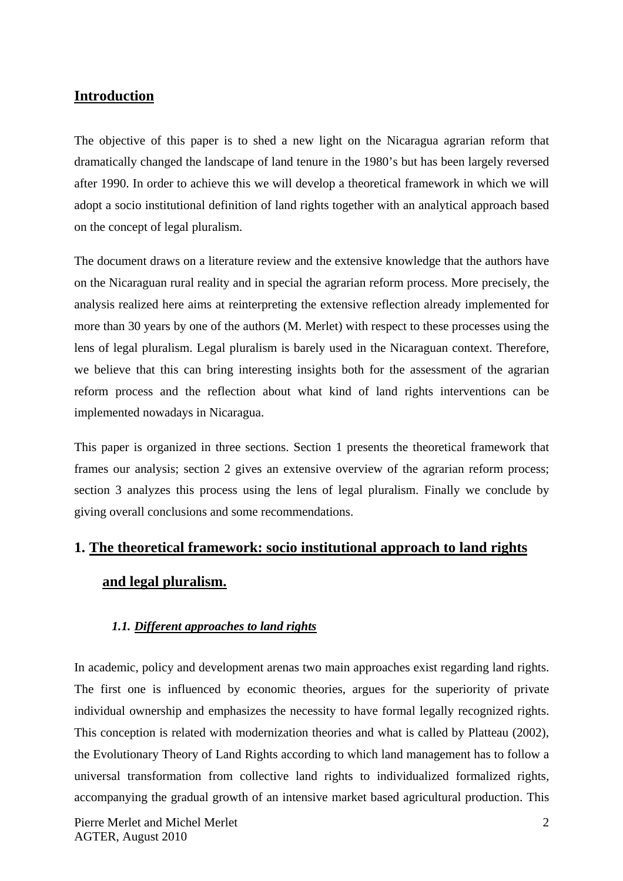## Introduction

The objective of this paper is to shed a new light on the Nicaragua agrarian reform that dramatically changed the landscape of land tenure in the 1980's but has been largely reversed after 1990. In order to achieve this we will develop a theoretical framework in which we will adopt a socio institutional definition of land rights together with an analytical approach based on the concept of legal pluralism.

The document draws on a literature review and the extensive knowledge that the authors have on the Nicaraguan rural reality and in special the agrarian reform process. More precisely, the analysis realized here aims at reinterpreting the extensive reflection already implemented for more than 30 years by one of the authors (M. Merlet) with respect to these processes using the lens of legal pluralism. Legal pluralism is barely used in the Nicaraguan context. Therefore, we believe that this can bring interesting insights both for the assessment of the agrarian reform process and the reflection about what kind of land rights interventions can be implemented nowadays in Nicaragua.

This paper is organized in three sections. Section 1 presents the theoretical framework that frames our analysis; section 2 gives an extensive overview of the agrarian reform process; section 3 analyzes this process using the lens of legal pluralism. Finally we conclude by giving overall conclusions and some recommendations.

## 1. The theoretical framework: socio institutional approach to land rights and legal pluralism.

### *1.1. Different approaches to land rights*

In academic, policy and development arenas two main approaches exist regarding land rights. The first one is influenced by economic theories, argues for the superiority of private individual ownership and emphasizes the necessity to have formal legally recognized rights. This conception is related with modernization theories and what is called by Platteau (2002), the Evolutionary Theory of Land Rights according to which land management has to follow a universal transformation from collective land rights to individualized formalized rights, accompanying the gradual growth of an intensive market based agricultural production. This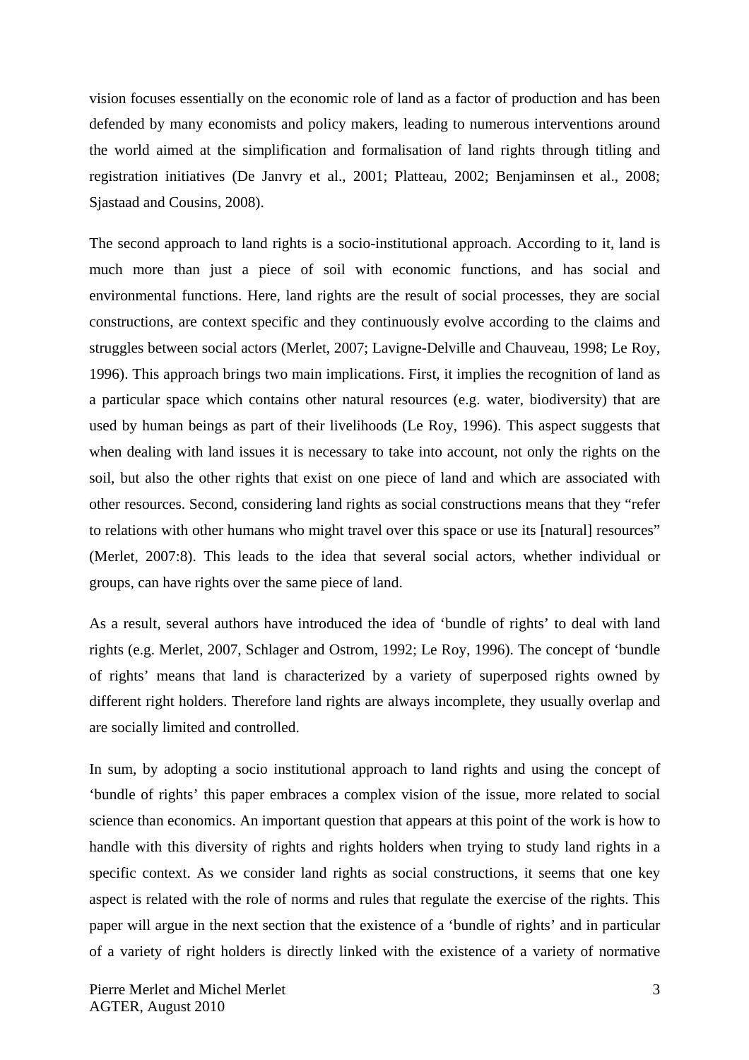vision focuses essentially on the economic role of land as a factor of production and has been defended by many economists and policy makers, leading to numerous interventions around the world aimed at the simplification and formalisation of land rights through titling and registration initiatives (De Janvry et al., 2001; Platteau, 2002; Benjaminsen et al., 2008; Sjastaad and Cousins, 2008).

The second approach to land rights is a socio-institutional approach. According to it, land is much more than just a piece of soil with economic functions, and has social and environmental functions. Here, land rights are the result of social processes, they are social constructions, are context specific and they continuously evolve according to the claims and struggles between social actors (Merlet, 2007; Lavigne-Delville and Chauveau, 1998; Le Roy, 1996). This approach brings two main implications. First, it implies the recognition of land as a particular space which contains other natural resources (e.g. water, biodiversity) that are used by human beings as part of their livelihoods (Le Roy, 1996). This aspect suggests that when dealing with land issues it is necessary to take into account, not only the rights on the soil, but also the other rights that exist on one piece of land and which are associated with other resources. Second, considering land rights as social constructions means that they "refer to relations with other humans who might travel over this space or use its [natural] resources" (Merlet, 2007:8). This leads to the idea that several social actors, whether individual or groups, can have rights over the same piece of land.

As a result, several authors have introduced the idea of 'bundle of rights' to deal with land rights (e.g. Merlet, 2007, Schlager and Ostrom, 1992; Le Roy, 1996). The concept of 'bundle of rights' means that land is characterized by a variety of superposed rights owned by different right holders. Therefore land rights are always incomplete, they usually overlap and are socially limited and controlled.

In sum, by adopting a socio institutional approach to land rights and using the concept of 'bundle of rights' this paper embraces a complex vision of the issue, more related to social science than economics. An important question that appears at this point of the work is how to handle with this diversity of rights and rights holders when trying to study land rights in a specific context. As we consider land rights as social constructions, it seems that one key aspect is related with the role of norms and rules that regulate the exercise of the rights. This paper will argue in the next section that the existence of a 'bundle of rights' and in particular of a variety of right holders is directly linked with the existence of a variety of normative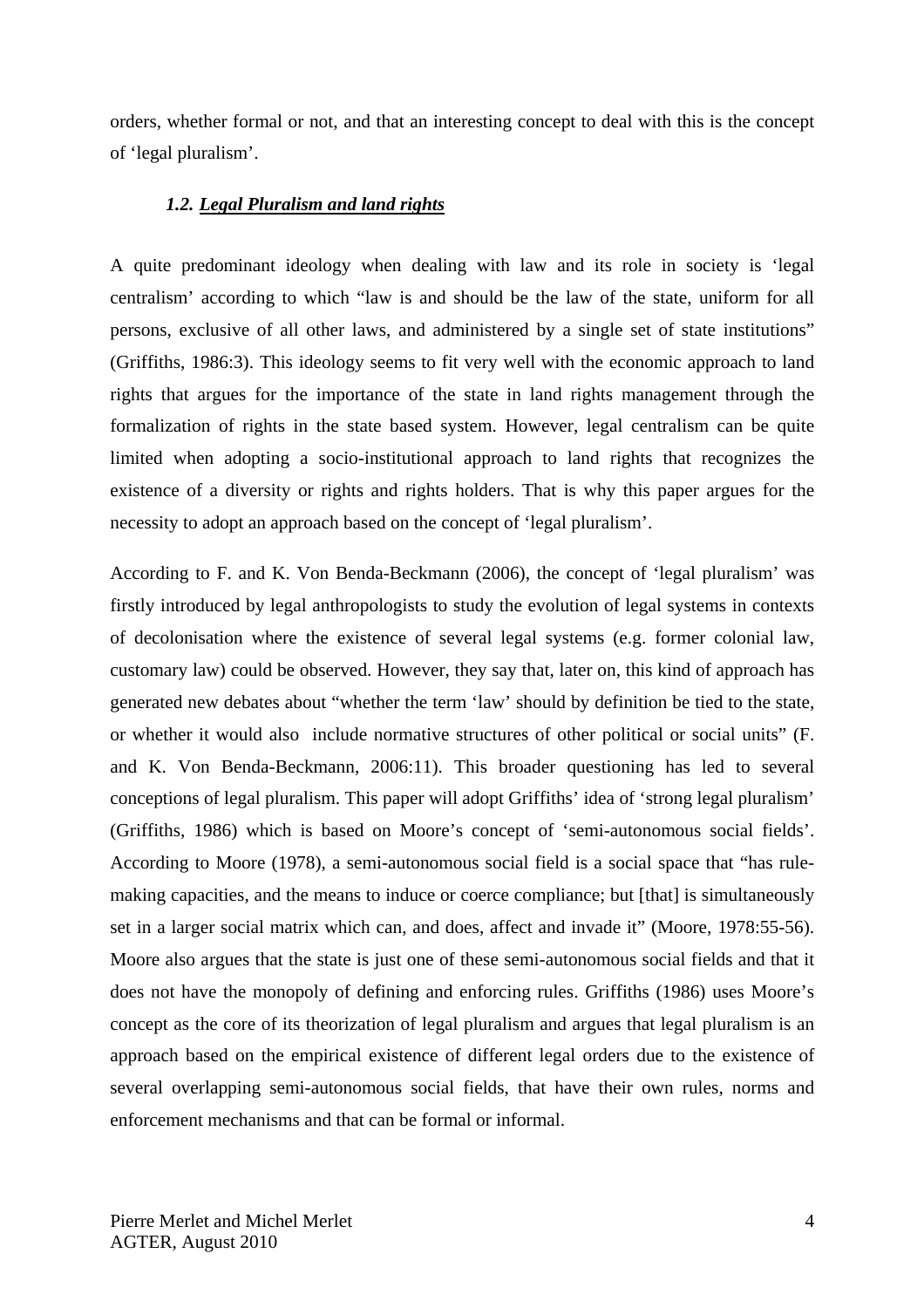orders, whether formal or not, and that an interesting concept to deal with this is the concept of 'legal pluralism'.

### *1.2. Legal Pluralism and land rights*

A quite predominant ideology when dealing with law and its role in society is 'legal centralism' according to which "law is and should be the law of the state, uniform for all persons, exclusive of all other laws, and administered by a single set of state institutions" (Griffiths, 1986:3). This ideology seems to fit very well with the economic approach to land rights that argues for the importance of the state in land rights management through the formalization of rights in the state based system. However, legal centralism can be quite limited when adopting a socio-institutional approach to land rights that recognizes the existence of a diversity or rights and rights holders. That is why this paper argues for the necessity to adopt an approach based on the concept of 'legal pluralism'.

According to F. and K. Von Benda-Beckmann (2006), the concept of 'legal pluralism' was firstly introduced by legal anthropologists to study the evolution of legal systems in contexts of decolonisation where the existence of several legal systems (e.g. former colonial law, customary law) could be observed. However, they say that, later on, this kind of approach has generated new debates about "whether the term 'law' should by definition be tied to the state, or whether it would also include normative structures of other political or social units" (F. and K. Von Benda-Beckmann, 2006:11). This broader questioning has led to several conceptions of legal pluralism. This paper will adopt Griffiths' idea of 'strong legal pluralism' (Griffiths, 1986) which is based on Moore's concept of 'semi-autonomous social fields'. According to Moore (1978), a semi-autonomous social field is a social space that "has rule-making capacities, and the means to induce or coerce compliance; but [that] is simultaneously set in a larger social matrix which can, and does, affect and invade it" (Moore, 1978:55-56). Moore also argues that the state is just one of these semi-autonomous social fields and that it does not have the monopoly of defining and enforcing rules. Griffiths (1986) uses Moore's concept as the core of its theorization of legal pluralism and argues that legal pluralism is an approach based on the empirical existence of different legal orders due to the existence of several overlapping semi-autonomous social fields, that have their own rules, norms and enforcement mechanisms and that can be formal or informal.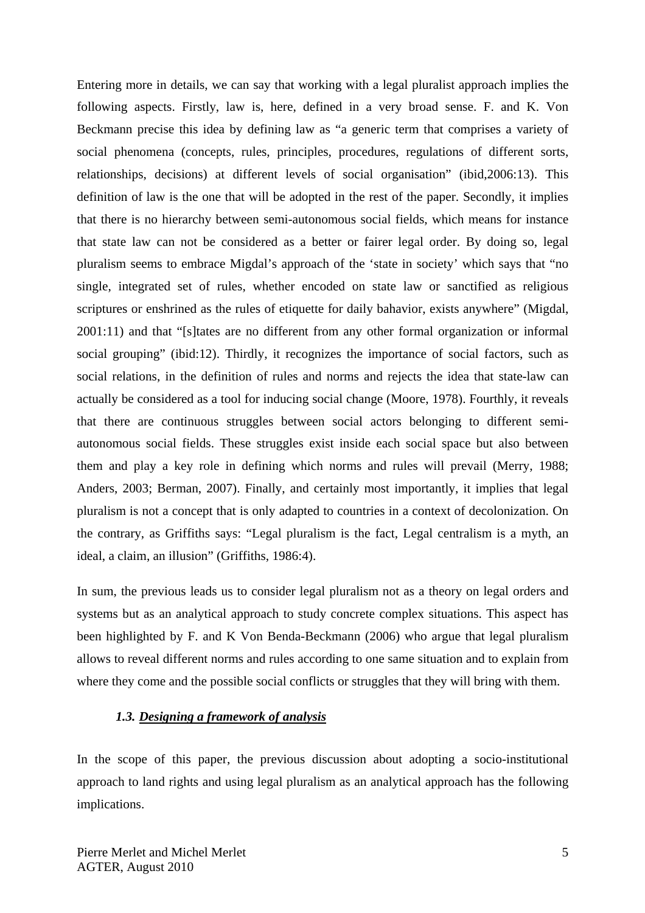Entering more in details, we can say that working with a legal pluralist approach implies the following aspects. Firstly, law is, here, defined in a very broad sense. F. and K. Von Beckmann precise this idea by defining law as "a generic term that comprises a variety of social phenomena (concepts, rules, principles, procedures, regulations of different sorts, relationships, decisions) at different levels of social organisation" (ibid,2006:13). This definition of law is the one that will be adopted in the rest of the paper. Secondly, it implies that there is no hierarchy between semi-autonomous social fields, which means for instance that state law can not be considered as a better or fairer legal order. By doing so, legal pluralism seems to embrace Migdal's approach of the 'state in society' which says that "no single, integrated set of rules, whether encoded on state law or sanctified as religious scriptures or enshrined as the rules of etiquette for daily bahavior, exists anywhere" (Migdal, 2001:11) and that "[s]tates are no different from any other formal organization or informal social grouping" (ibid:12). Thirdly, it recognizes the importance of social factors, such as social relations, in the definition of rules and norms and rejects the idea that state-law can actually be considered as a tool for inducing social change (Moore, 1978). Fourthly, it reveals that there are continuous struggles between social actors belonging to different semi-autonomous social fields. These struggles exist inside each social space but also between them and play a key role in defining which norms and rules will prevail (Merry, 1988; Anders, 2003; Berman, 2007). Finally, and certainly most importantly, it implies that legal pluralism is not a concept that is only adapted to countries in a context of decolonization. On the contrary, as Griffiths says: "Legal pluralism is the fact, Legal centralism is a myth, an ideal, a claim, an illusion" (Griffiths, 1986:4).

In sum, the previous leads us to consider legal pluralism not as a theory on legal orders and systems but as an analytical approach to study concrete complex situations. This aspect has been highlighted by F. and K Von Benda-Beckmann (2006) who argue that legal pluralism allows to reveal different norms and rules according to one same situation and to explain from where they come and the possible social conflicts or struggles that they will bring with them.

### *1.3. Designing a framework of analysis*

In the scope of this paper, the previous discussion about adopting a socio-institutional approach to land rights and using legal pluralism as an analytical approach has the following implications.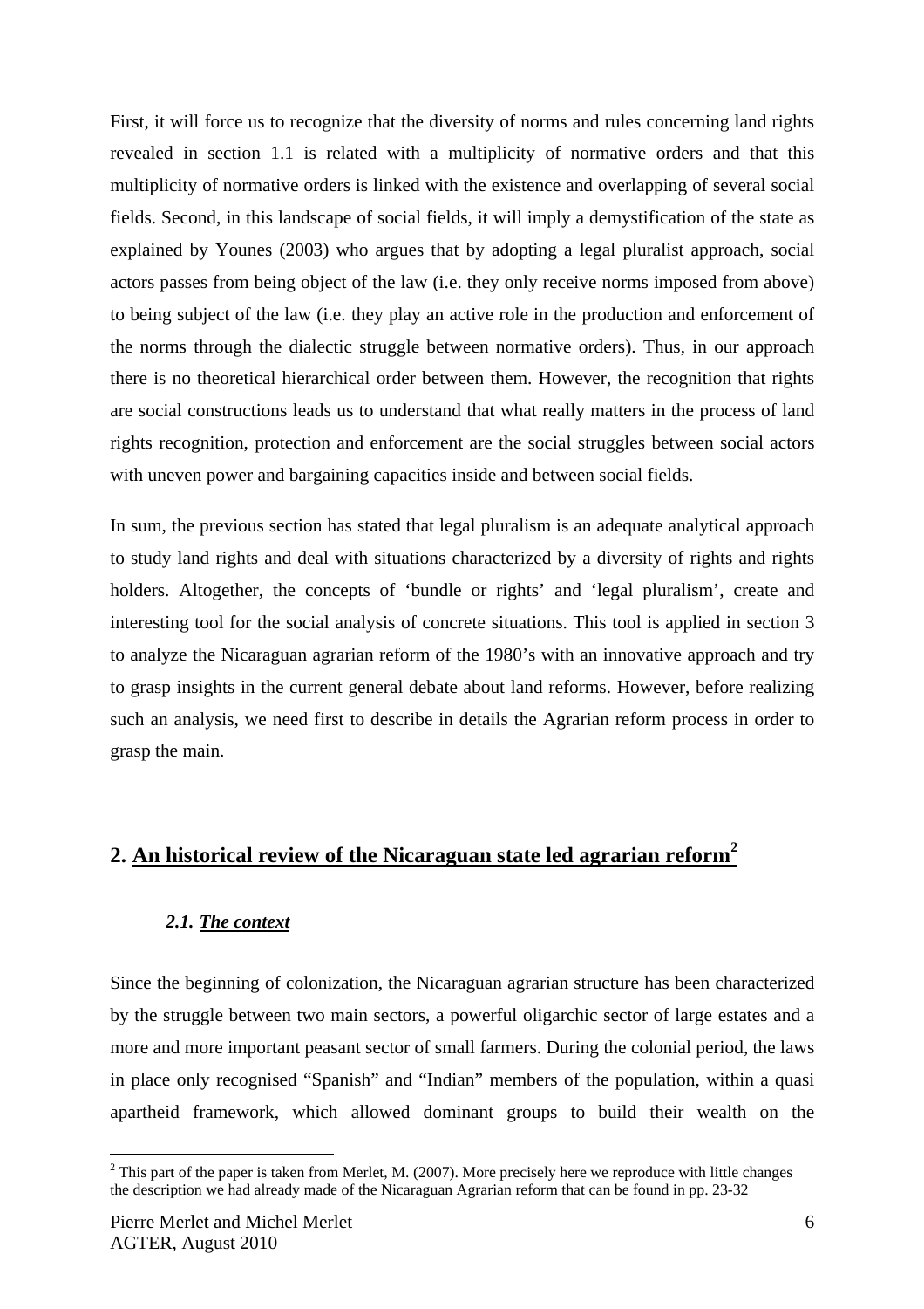First, it will force us to recognize that the diversity of norms and rules concerning land rights revealed in section 1.1 is related with a multiplicity of normative orders and that this multiplicity of normative orders is linked with the existence and overlapping of several social fields. Second, in this landscape of social fields, it will imply a demystification of the state as explained by Younes (2003) who argues that by adopting a legal pluralist approach, social actors passes from being object of the law (i.e. they only receive norms imposed from above) to being subject of the law (i.e. they play an active role in the production and enforcement of the norms through the dialectic struggle between normative orders). Thus, in our approach there is no theoretical hierarchical order between them. However, the recognition that rights are social constructions leads us to understand that what really matters in the process of land rights recognition, protection and enforcement are the social struggles between social actors with uneven power and bargaining capacities inside and between social fields.

In sum, the previous section has stated that legal pluralism is an adequate analytical approach to study land rights and deal with situations characterized by a diversity of rights and rights holders. Altogether, the concepts of 'bundle or rights' and 'legal pluralism', create and interesting tool for the social analysis of concrete situations. This tool is applied in section 3 to analyze the Nicaraguan agrarian reform of the 1980's with an innovative approach and try to grasp insights in the current general debate about land reforms. However, before realizing such an analysis, we need first to describe in details the Agrarian reform process in order to grasp the main.

## 2. <u>An historical review of the Nicaraguan state led agrarian reform</u>[2]

### *2.1. <u>The context</u>*

Since the beginning of colonization, the Nicaraguan agrarian structure has been characterized by the struggle between two main sectors, a powerful oligarchic sector of large estates and a more and more important peasant sector of small farmers. During the colonial period, the laws in place only recognised "Spanish" and "Indian" members of the population, within a quasi apartheid framework, which allowed dominant groups to build their wealth on the

[2] This part of the paper is taken from Merlet, M. (2007). More precisely here we reproduce with little changes the description we had already made of the Nicaraguan Agrarian reform that can be found in pp. 23-32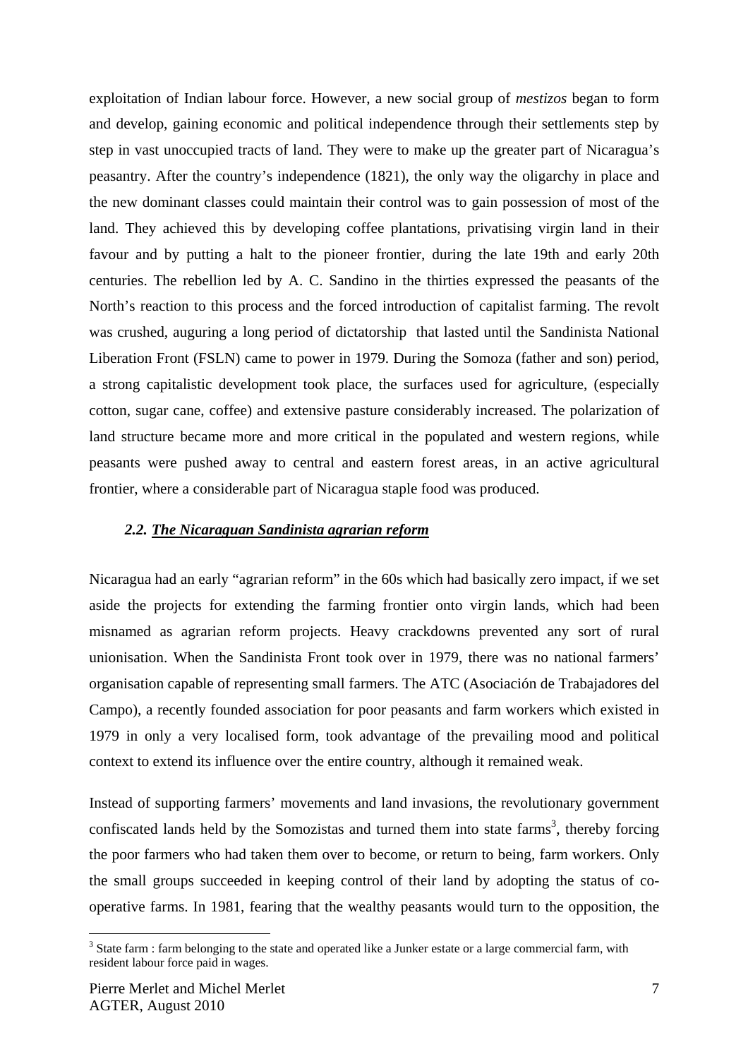exploitation of Indian labour force. However, a new social group of *mestizos* began to form and develop, gaining economic and political independence through their settlements step by step in vast unoccupied tracts of land. They were to make up the greater part of Nicaragua's peasantry. After the country's independence (1821), the only way the oligarchy in place and the new dominant classes could maintain their control was to gain possession of most of the land. They achieved this by developing coffee plantations, privatising virgin land in their favour and by putting a halt to the pioneer frontier, during the late 19th and early 20th centuries. The rebellion led by A. C. Sandino in the thirties expressed the peasants of the North's reaction to this process and the forced introduction of capitalist farming. The revolt was crushed, auguring a long period of dictatorship that lasted until the Sandinista National Liberation Front (FSLN) came to power in 1979. During the Somoza (father and son) period, a strong capitalistic development took place, the surfaces used for agriculture, (especially cotton, sugar cane, coffee) and extensive pasture considerably increased. The polarization of land structure became more and more critical in the populated and western regions, while peasants were pushed away to central and eastern forest areas, in an active agricultural frontier, where a considerable part of Nicaragua staple food was produced.

### *2.2. The Nicaraguan Sandinista agrarian reform*

Nicaragua had an early "agrarian reform" in the 60s which had basically zero impact, if we set aside the projects for extending the farming frontier onto virgin lands, which had been misnamed as agrarian reform projects. Heavy crackdowns prevented any sort of rural unionisation. When the Sandinista Front took over in 1979, there was no national farmers' organisation capable of representing small farmers. The ATC (Asociación de Trabajadores del Campo), a recently founded association for poor peasants and farm workers which existed in 1979 in only a very localised form, took advantage of the prevailing mood and political context to extend its influence over the entire country, although it remained weak.

Instead of supporting farmers' movements and land invasions, the revolutionary government confiscated lands held by the Somozistas and turned them into state farms[3], thereby forcing the poor farmers who had taken them over to become, or return to being, farm workers. Only the small groups succeeded in keeping control of their land by adopting the status of co-operative farms. In 1981, fearing that the wealthy peasants would turn to the opposition, the

[3] State farm : farm belonging to the state and operated like a Junker estate or a large commercial farm, with resident labour force paid in wages.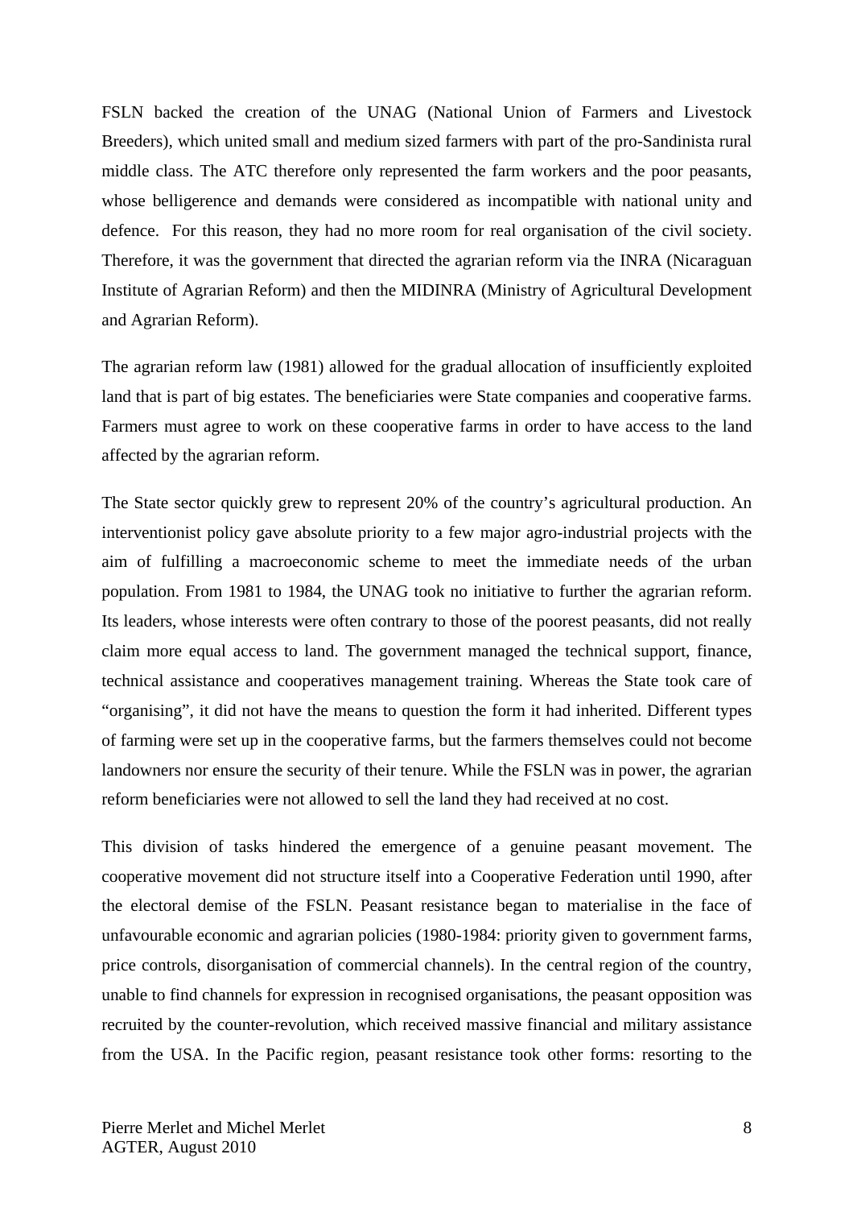FSLN backed the creation of the UNAG (National Union of Farmers and Livestock Breeders), which united small and medium sized farmers with part of the pro-Sandinista rural middle class. The ATC therefore only represented the farm workers and the poor peasants, whose belligerence and demands were considered as incompatible with national unity and defence. For this reason, they had no more room for real organisation of the civil society. Therefore, it was the government that directed the agrarian reform via the INRA (Nicaraguan Institute of Agrarian Reform) and then the MIDINRA (Ministry of Agricultural Development and Agrarian Reform).

The agrarian reform law (1981) allowed for the gradual allocation of insufficiently exploited land that is part of big estates. The beneficiaries were State companies and cooperative farms. Farmers must agree to work on these cooperative farms in order to have access to the land affected by the agrarian reform.

The State sector quickly grew to represent 20% of the country's agricultural production. An interventionist policy gave absolute priority to a few major agro-industrial projects with the aim of fulfilling a macroeconomic scheme to meet the immediate needs of the urban population. From 1981 to 1984, the UNAG took no initiative to further the agrarian reform. Its leaders, whose interests were often contrary to those of the poorest peasants, did not really claim more equal access to land. The government managed the technical support, finance, technical assistance and cooperatives management training. Whereas the State took care of "organising", it did not have the means to question the form it had inherited. Different types of farming were set up in the cooperative farms, but the farmers themselves could not become landowners nor ensure the security of their tenure. While the FSLN was in power, the agrarian reform beneficiaries were not allowed to sell the land they had received at no cost.

This division of tasks hindered the emergence of a genuine peasant movement. The cooperative movement did not structure itself into a Cooperative Federation until 1990, after the electoral demise of the FSLN. Peasant resistance began to materialise in the face of unfavourable economic and agrarian policies (1980-1984: priority given to government farms, price controls, disorganisation of commercial channels). In the central region of the country, unable to find channels for expression in recognised organisations, the peasant opposition was recruited by the counter-revolution, which received massive financial and military assistance from the USA. In the Pacific region, peasant resistance took other forms: resorting to the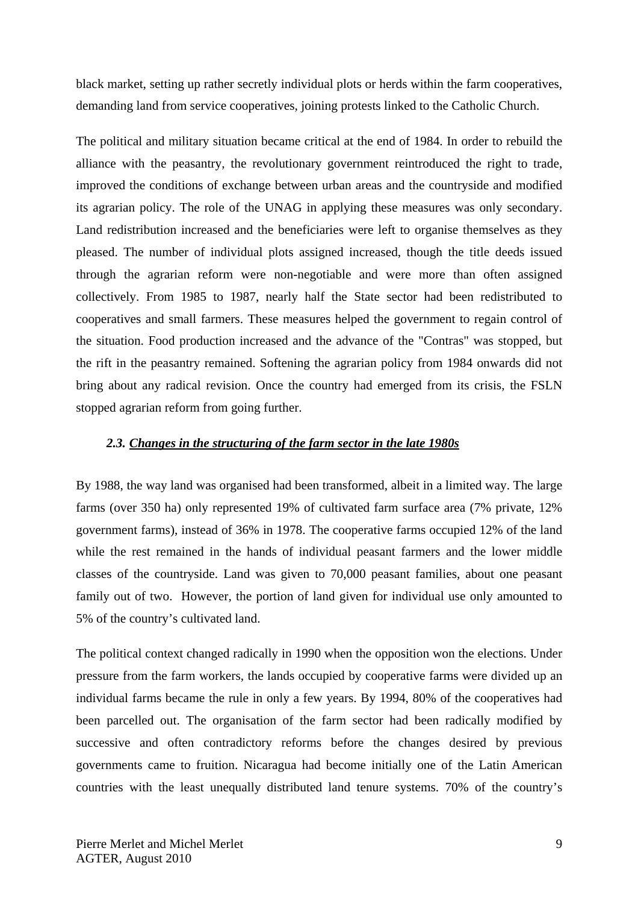black market, setting up rather secretly individual plots or herds within the farm cooperatives, demanding land from service cooperatives, joining protests linked to the Catholic Church.

The political and military situation became critical at the end of 1984. In order to rebuild the alliance with the peasantry, the revolutionary government reintroduced the right to trade, improved the conditions of exchange between urban areas and the countryside and modified its agrarian policy. The role of the UNAG in applying these measures was only secondary. Land redistribution increased and the beneficiaries were left to organise themselves as they pleased. The number of individual plots assigned increased, though the title deeds issued through the agrarian reform were non-negotiable and were more than often assigned collectively. From 1985 to 1987, nearly half the State sector had been redistributed to cooperatives and small farmers. These measures helped the government to regain control of the situation. Food production increased and the advance of the "Contras" was stopped, but the rift in the peasantry remained. Softening the agrarian policy from 1984 onwards did not bring about any radical revision. Once the country had emerged from its crisis, the FSLN stopped agrarian reform from going further.

### *2.3. Changes in the structuring of the farm sector in the late 1980s*

By 1988, the way land was organised had been transformed, albeit in a limited way. The large farms (over 350 ha) only represented 19% of cultivated farm surface area (7% private, 12% government farms), instead of 36% in 1978. The cooperative farms occupied 12% of the land while the rest remained in the hands of individual peasant farmers and the lower middle classes of the countryside. Land was given to 70,000 peasant families, about one peasant family out of two. However, the portion of land given for individual use only amounted to 5% of the country's cultivated land.

The political context changed radically in 1990 when the opposition won the elections. Under pressure from the farm workers, the lands occupied by cooperative farms were divided up an individual farms became the rule in only a few years. By 1994, 80% of the cooperatives had been parcelled out. The organisation of the farm sector had been radically modified by successive and often contradictory reforms before the changes desired by previous governments came to fruition. Nicaragua had become initially one of the Latin American countries with the least unequally distributed land tenure systems. 70% of the country's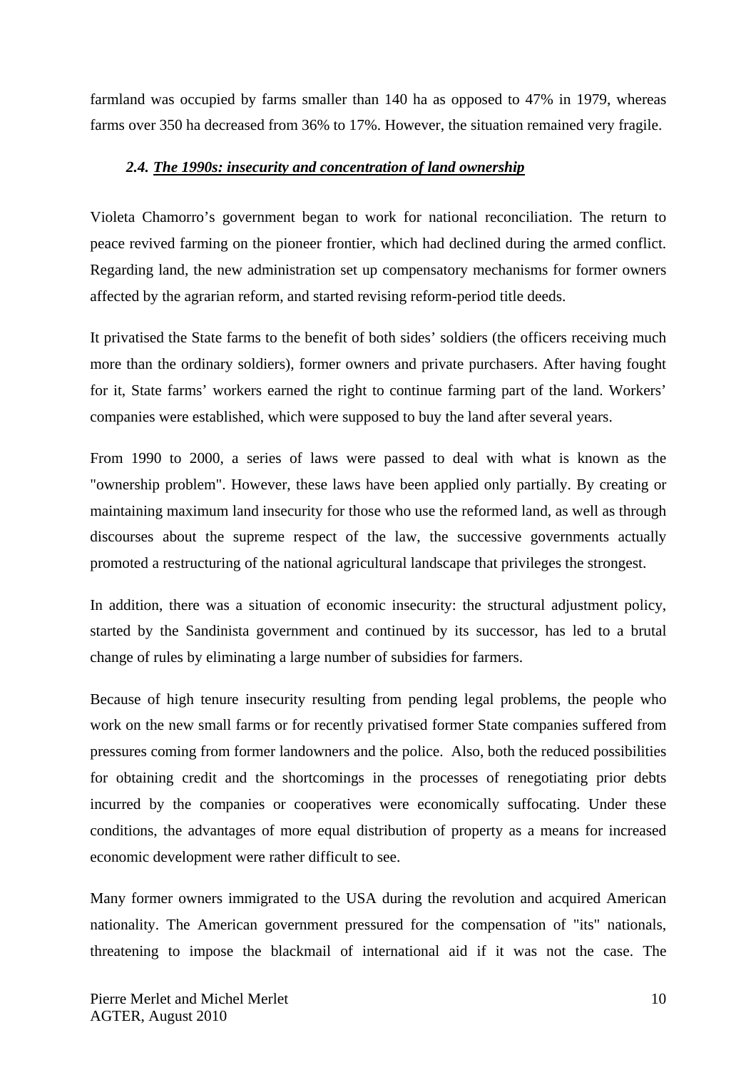farmland was occupied by farms smaller than 140 ha as opposed to 47% in 1979, whereas farms over 350 ha decreased from 36% to 17%. However, the situation remained very fragile.

### *2.4. The 1990s: insecurity and concentration of land ownership*

Violeta Chamorro's government began to work for national reconciliation. The return to peace revived farming on the pioneer frontier, which had declined during the armed conflict. Regarding land, the new administration set up compensatory mechanisms for former owners affected by the agrarian reform, and started revising reform-period title deeds.

It privatised the State farms to the benefit of both sides' soldiers (the officers receiving much more than the ordinary soldiers), former owners and private purchasers. After having fought for it, State farms' workers earned the right to continue farming part of the land. Workers' companies were established, which were supposed to buy the land after several years.

From 1990 to 2000, a series of laws were passed to deal with what is known as the "ownership problem". However, these laws have been applied only partially. By creating or maintaining maximum land insecurity for those who use the reformed land, as well as through discourses about the supreme respect of the law, the successive governments actually promoted a restructuring of the national agricultural landscape that privileges the strongest.

In addition, there was a situation of economic insecurity: the structural adjustment policy, started by the Sandinista government and continued by its successor, has led to a brutal change of rules by eliminating a large number of subsidies for farmers.

Because of high tenure insecurity resulting from pending legal problems, the people who work on the new small farms or for recently privatised former State companies suffered from pressures coming from former landowners and the police. Also, both the reduced possibilities for obtaining credit and the shortcomings in the processes of renegotiating prior debts incurred by the companies or cooperatives were economically suffocating. Under these conditions, the advantages of more equal distribution of property as a means for increased economic development were rather difficult to see.

Many former owners immigrated to the USA during the revolution and acquired American nationality. The American government pressured for the compensation of "its" nationals, threatening to impose the blackmail of international aid if it was not the case. The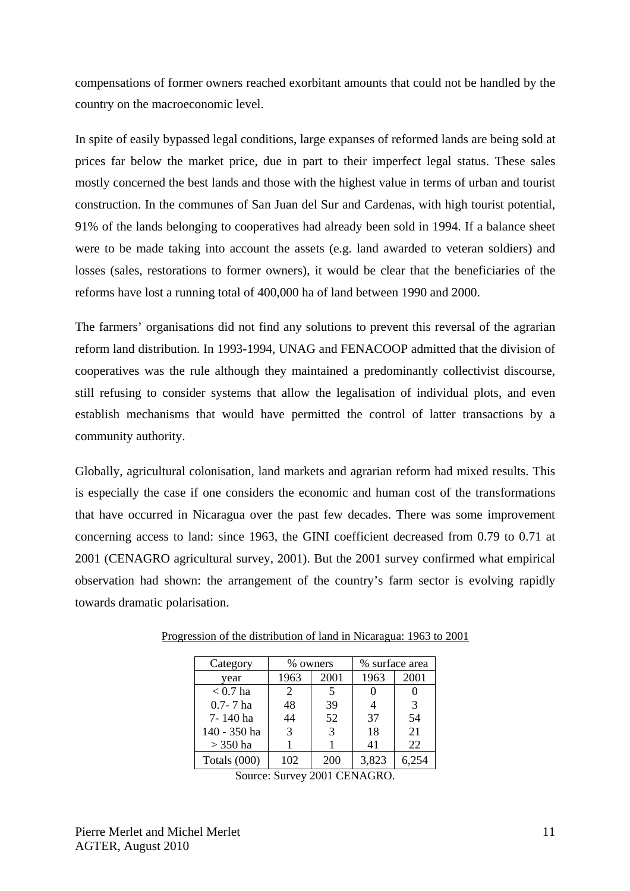compensations of former owners reached exorbitant amounts that could not be handled by the country on the macroeconomic level.

In spite of easily bypassed legal conditions, large expanses of reformed lands are being sold at prices far below the market price, due in part to their imperfect legal status. These sales mostly concerned the best lands and those with the highest value in terms of urban and tourist construction. In the communes of San Juan del Sur and Cardenas, with high tourist potential, 91% of the lands belonging to cooperatives had already been sold in 1994. If a balance sheet were to be made taking into account the assets (e.g. land awarded to veteran soldiers) and losses (sales, restorations to former owners), it would be clear that the beneficiaries of the reforms have lost a running total of 400,000 ha of land between 1990 and 2000.

The farmers' organisations did not find any solutions to prevent this reversal of the agrarian reform land distribution. In 1993-1994, UNAG and FENACOOP admitted that the division of cooperatives was the rule although they maintained a predominantly collectivist discourse, still refusing to consider systems that allow the legalisation of individual plots, and even establish mechanisms that would have permitted the control of latter transactions by a community authority.

Globally, agricultural colonisation, land markets and agrarian reform had mixed results. This is especially the case if one considers the economic and human cost of the transformations that have occurred in Nicaragua over the past few decades. There was some improvement concerning access to land: since 1963, the GINI coefficient decreased from 0.79 to 0.71 at 2001 (CENAGRO agricultural survey, 2001). But the 2001 survey confirmed what empirical observation had shown: the arrangement of the country's farm sector is evolving rapidly towards dramatic polarisation.

Progression of the distribution of land in Nicaragua: 1963 to 2001

| Category | % owners | | % surface area | |
|---|---|---|---|---|
| year | 1963 | 2001 | 1963 | 2001 |
| < 0.7 ha | 2 | 5 | 0 | 0 |
| 0.7- 7 ha | 48 | 39 | 4 | 3 |
| 7- 140 ha | 44 | 52 | 37 | 54 |
| 140 - 350 ha | 3 | 3 | 18 | 21 |
| > 350 ha | 1 | 1 | 41 | 22 |
| Totals (000) | 102 | 200 | 3,823 | 6,254 |

Source: Survey 2001 CENAGRO.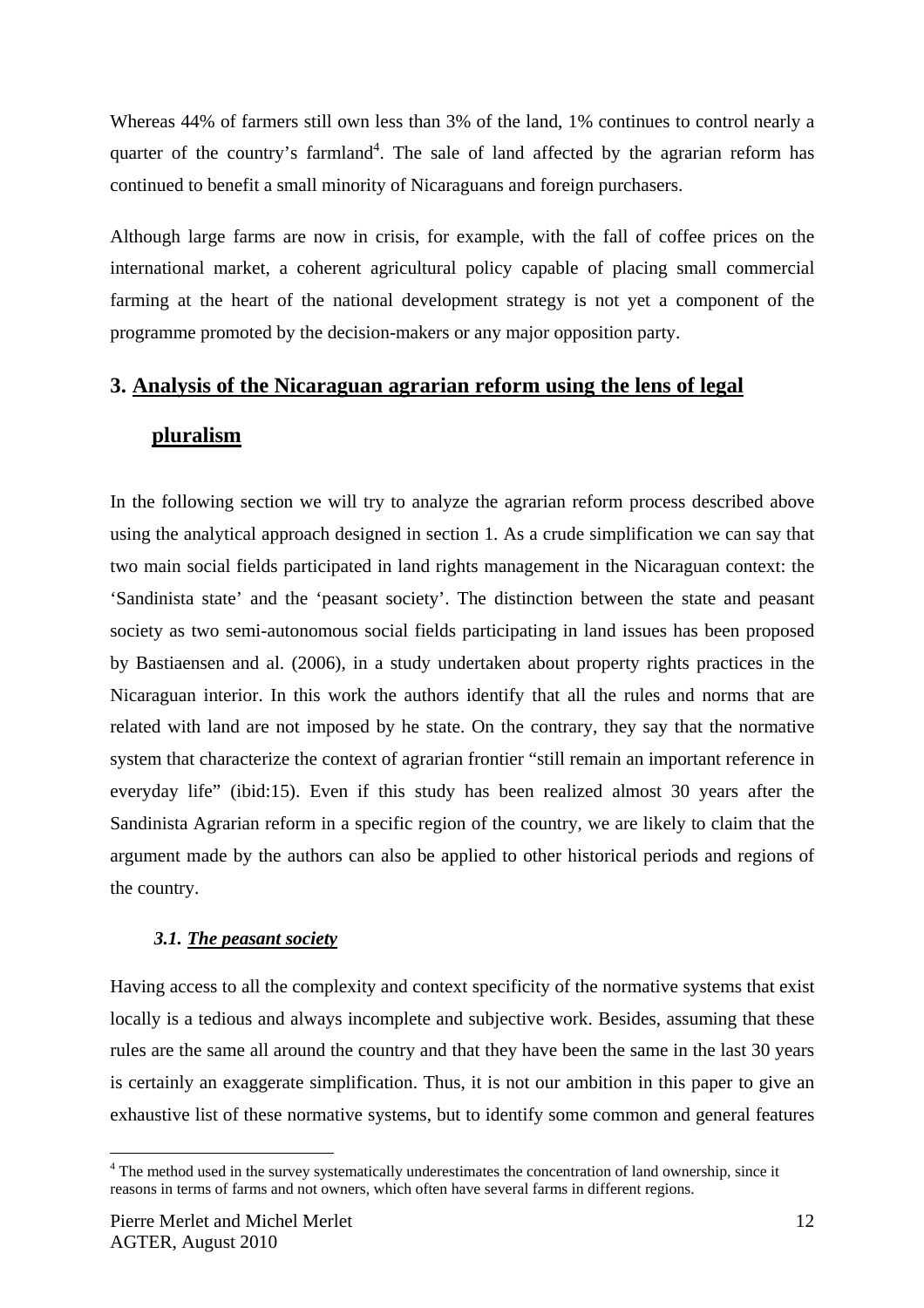Whereas 44% of farmers still own less than 3% of the land, 1% continues to control nearly a quarter of the country's farmland[4]. The sale of land affected by the agrarian reform has continued to benefit a small minority of Nicaraguans and foreign purchasers.

Although large farms are now in crisis, for example, with the fall of coffee prices on the international market, a coherent agricultural policy capable of placing small commercial farming at the heart of the national development strategy is not yet a component of the programme promoted by the decision-makers or any major opposition party.

## 3. Analysis of the Nicaraguan agrarian reform using the lens of legal pluralism

In the following section we will try to analyze the agrarian reform process described above using the analytical approach designed in section 1. As a crude simplification we can say that two main social fields participated in land rights management in the Nicaraguan context: the 'Sandinista state' and the 'peasant society'. The distinction between the state and peasant society as two semi-autonomous social fields participating in land issues has been proposed by Bastiaensen and al. (2006), in a study undertaken about property rights practices in the Nicaraguan interior. In this work the authors identify that all the rules and norms that are related with land are not imposed by he state. On the contrary, they say that the normative system that characterize the context of agrarian frontier "still remain an important reference in everyday life" (ibid:15). Even if this study has been realized almost 30 years after the Sandinista Agrarian reform in a specific region of the country, we are likely to claim that the argument made by the authors can also be applied to other historical periods and regions of the country.

### *3.1. The peasant society*

Having access to all the complexity and context specificity of the normative systems that exist locally is a tedious and always incomplete and subjective work. Besides, assuming that these rules are the same all around the country and that they have been the same in the last 30 years is certainly an exaggerate simplification. Thus, it is not our ambition in this paper to give an exhaustive list of these normative systems, but to identify some common and general features

[4] The method used in the survey systematically underestimates the concentration of land ownership, since it reasons in terms of farms and not owners, which often have several farms in different regions.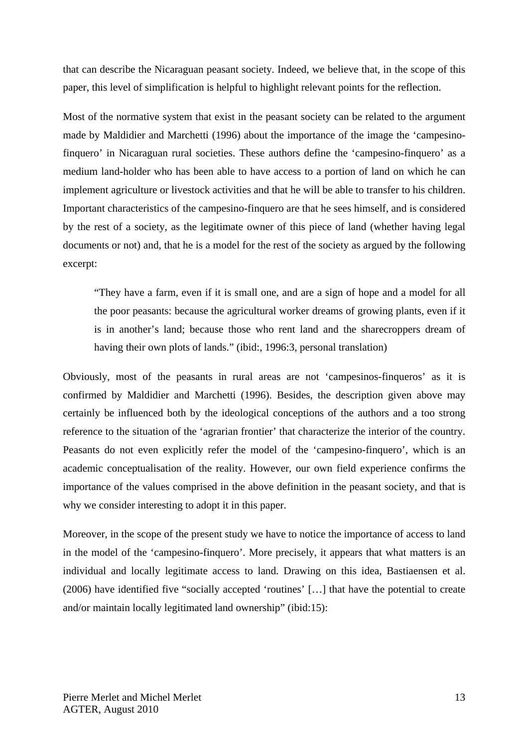that can describe the Nicaraguan peasant society. Indeed, we believe that, in the scope of this paper, this level of simplification is helpful to highlight relevant points for the reflection.

Most of the normative system that exist in the peasant society can be related to the argument made by Maldidier and Marchetti (1996) about the importance of the image the 'campesino-finquero' in Nicaraguan rural societies. These authors define the 'campesino-finquero' as a medium land-holder who has been able to have access to a portion of land on which he can implement agriculture or livestock activities and that he will be able to transfer to his children. Important characteristics of the campesino-finquero are that he sees himself, and is considered by the rest of a society, as the legitimate owner of this piece of land (whether having legal documents or not) and, that he is a model for the rest of the society as argued by the following excerpt:

> "They have a farm, even if it is small one, and are a sign of hope and a model for all the poor peasants: because the agricultural worker dreams of growing plants, even if it is in another's land; because those who rent land and the sharecroppers dream of having their own plots of lands." (ibid:, 1996:3, personal translation)

Obviously, most of the peasants in rural areas are not 'campesinos-finqueros' as it is confirmed by Maldidier and Marchetti (1996). Besides, the description given above may certainly be influenced both by the ideological conceptions of the authors and a too strong reference to the situation of the 'agrarian frontier' that characterize the interior of the country. Peasants do not even explicitly refer the model of the 'campesino-finquero', which is an academic conceptualisation of the reality. However, our own field experience confirms the importance of the values comprised in the above definition in the peasant society, and that is why we consider interesting to adopt it in this paper.

Moreover, in the scope of the present study we have to notice the importance of access to land in the model of the 'campesino-finquero'. More precisely, it appears that what matters is an individual and locally legitimate access to land. Drawing on this idea, Bastiaensen et al. (2006) have identified five "socially accepted 'routines' […] that have the potential to create and/or maintain locally legitimated land ownership" (ibid:15):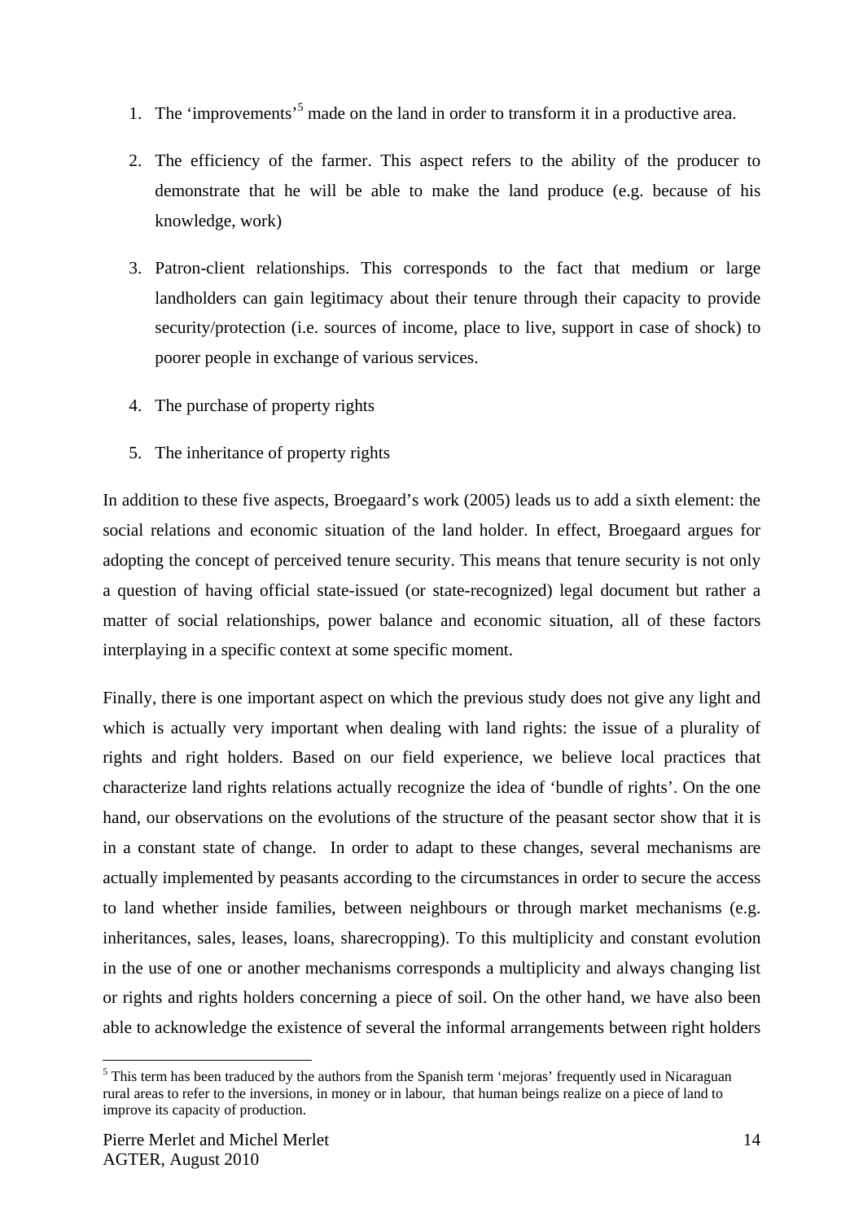1. The 'improvements'[5] made on the land in order to transform it in a productive area.
2. The efficiency of the farmer. This aspect refers to the ability of the producer to demonstrate that he will be able to make the land produce (e.g. because of his knowledge, work)
3. Patron-client relationships. This corresponds to the fact that medium or large landholders can gain legitimacy about their tenure through their capacity to provide security/protection (i.e. sources of income, place to live, support in case of shock) to poorer people in exchange of various services.
4. The purchase of property rights
5. The inheritance of property rights

In addition to these five aspects, Broegaard's work (2005) leads us to add a sixth element: the social relations and economic situation of the land holder. In effect, Broegaard argues for adopting the concept of perceived tenure security. This means that tenure security is not only a question of having official state-issued (or state-recognized) legal document but rather a matter of social relationships, power balance and economic situation, all of these factors interplaying in a specific context at some specific moment.

Finally, there is one important aspect on which the previous study does not give any light and which is actually very important when dealing with land rights: the issue of a plurality of rights and right holders. Based on our field experience, we believe local practices that characterize land rights relations actually recognize the idea of 'bundle of rights'. On the one hand, our observations on the evolutions of the structure of the peasant sector show that it is in a constant state of change. In order to adapt to these changes, several mechanisms are actually implemented by peasants according to the circumstances in order to secure the access to land whether inside families, between neighbours or through market mechanisms (e.g. inheritances, sales, leases, loans, sharecropping). To this multiplicity and constant evolution in the use of one or another mechanisms corresponds a multiplicity and always changing list or rights and rights holders concerning a piece of soil. On the other hand, we have also been able to acknowledge the existence of several the informal arrangements between right holders

[5] This term has been traduced by the authors from the Spanish term 'mejoras' frequently used in Nicaraguan rural areas to refer to the inversions, in money or in labour, that human beings realize on a piece of land to improve its capacity of production.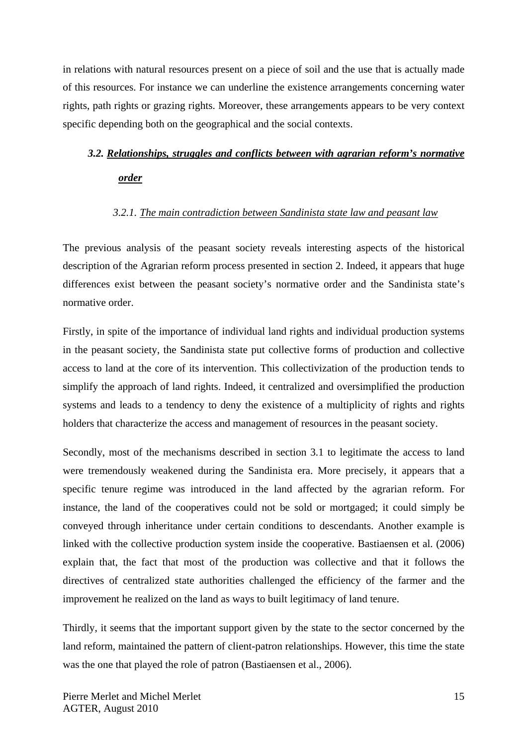in relations with natural resources present on a piece of soil and the use that is actually made of this resources. For instance we can underline the existence arrangements concerning water rights, path rights or grazing rights. Moreover, these arrangements appears to be very context specific depending both on the geographical and the social contexts.

### *3.2. <u>Relationships, struggles and conflicts between with agrarian reform's normative order</u>*

#### *3.2.1. <u>The main contradiction between Sandinista state law and peasant law</u>*

The previous analysis of the peasant society reveals interesting aspects of the historical description of the Agrarian reform process presented in section 2. Indeed, it appears that huge differences exist between the peasant society's normative order and the Sandinista state's normative order.

Firstly, in spite of the importance of individual land rights and individual production systems in the peasant society, the Sandinista state put collective forms of production and collective access to land at the core of its intervention. This collectivization of the production tends to simplify the approach of land rights. Indeed, it centralized and oversimplified the production systems and leads to a tendency to deny the existence of a multiplicity of rights and rights holders that characterize the access and management of resources in the peasant society.

Secondly, most of the mechanisms described in section 3.1 to legitimate the access to land were tremendously weakened during the Sandinista era. More precisely, it appears that a specific tenure regime was introduced in the land affected by the agrarian reform. For instance, the land of the cooperatives could not be sold or mortgaged; it could simply be conveyed through inheritance under certain conditions to descendants. Another example is linked with the collective production system inside the cooperative. Bastiaensen et al. (2006) explain that, the fact that most of the production was collective and that it follows the directives of centralized state authorities challenged the efficiency of the farmer and the improvement he realized on the land as ways to built legitimacy of land tenure.

Thirdly, it seems that the important support given by the state to the sector concerned by the land reform, maintained the pattern of client-patron relationships. However, this time the state was the one that played the role of patron (Bastiaensen et al., 2006).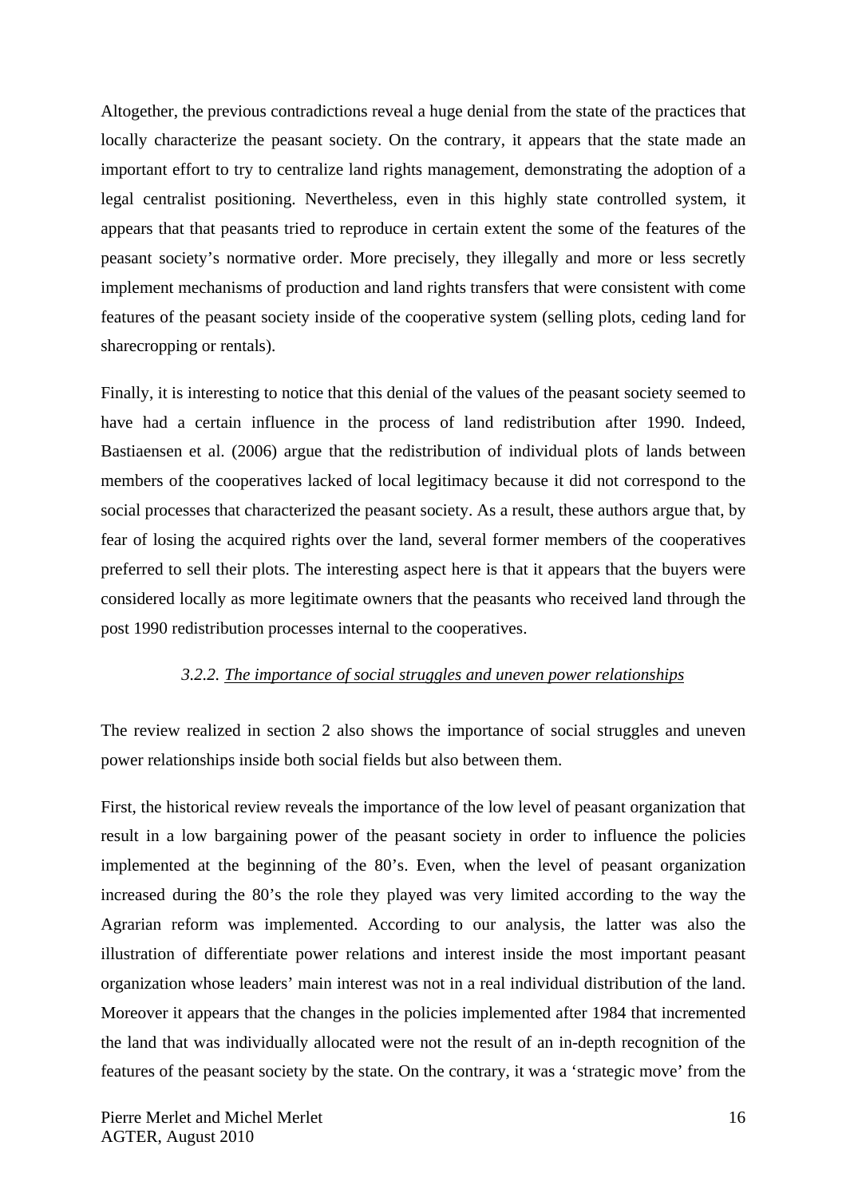Altogether, the previous contradictions reveal a huge denial from the state of the practices that locally characterize the peasant society. On the contrary, it appears that the state made an important effort to try to centralize land rights management, demonstrating the adoption of a legal centralist positioning. Nevertheless, even in this highly state controlled system, it appears that that peasants tried to reproduce in certain extent the some of the features of the peasant society's normative order. More precisely, they illegally and more or less secretly implement mechanisms of production and land rights transfers that were consistent with come features of the peasant society inside of the cooperative system (selling plots, ceding land for sharecropping or rentals).

Finally, it is interesting to notice that this denial of the values of the peasant society seemed to have had a certain influence in the process of land redistribution after 1990. Indeed, Bastiaensen et al. (2006) argue that the redistribution of individual plots of lands between members of the cooperatives lacked of local legitimacy because it did not correspond to the social processes that characterized the peasant society. As a result, these authors argue that, by fear of losing the acquired rights over the land, several former members of the cooperatives preferred to sell their plots. The interesting aspect here is that it appears that the buyers were considered locally as more legitimate owners that the peasants who received land through the post 1990 redistribution processes internal to the cooperatives.

#### *3.2.2. The importance of social struggles and uneven power relationships*

The review realized in section 2 also shows the importance of social struggles and uneven power relationships inside both social fields but also between them.

First, the historical review reveals the importance of the low level of peasant organization that result in a low bargaining power of the peasant society in order to influence the policies implemented at the beginning of the 80's. Even, when the level of peasant organization increased during the 80's the role they played was very limited according to the way the Agrarian reform was implemented. According to our analysis, the latter was also the illustration of differentiate power relations and interest inside the most important peasant organization whose leaders' main interest was not in a real individual distribution of the land. Moreover it appears that the changes in the policies implemented after 1984 that incremented the land that was individually allocated were not the result of an in-depth recognition of the features of the peasant society by the state. On the contrary, it was a 'strategic move' from the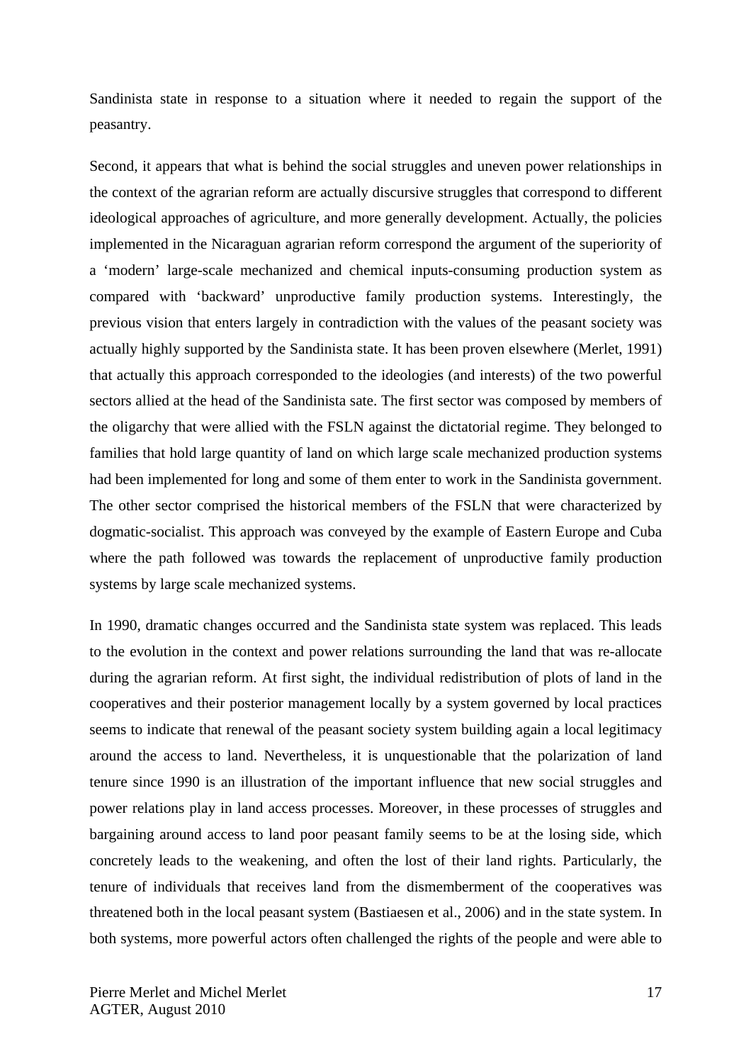Sandinista state in response to a situation where it needed to regain the support of the peasantry.

Second, it appears that what is behind the social struggles and uneven power relationships in the context of the agrarian reform are actually discursive struggles that correspond to different ideological approaches of agriculture, and more generally development. Actually, the policies implemented in the Nicaraguan agrarian reform correspond the argument of the superiority of a 'modern' large-scale mechanized and chemical inputs-consuming production system as compared with 'backward' unproductive family production systems. Interestingly, the previous vision that enters largely in contradiction with the values of the peasant society was actually highly supported by the Sandinista state. It has been proven elsewhere (Merlet, 1991) that actually this approach corresponded to the ideologies (and interests) of the two powerful sectors allied at the head of the Sandinista sate. The first sector was composed by members of the oligarchy that were allied with the FSLN against the dictatorial regime. They belonged to families that hold large quantity of land on which large scale mechanized production systems had been implemented for long and some of them enter to work in the Sandinista government. The other sector comprised the historical members of the FSLN that were characterized by dogmatic-socialist. This approach was conveyed by the example of Eastern Europe and Cuba where the path followed was towards the replacement of unproductive family production systems by large scale mechanized systems.

In 1990, dramatic changes occurred and the Sandinista state system was replaced. This leads to the evolution in the context and power relations surrounding the land that was re-allocate during the agrarian reform. At first sight, the individual redistribution of plots of land in the cooperatives and their posterior management locally by a system governed by local practices seems to indicate that renewal of the peasant society system building again a local legitimacy around the access to land. Nevertheless, it is unquestionable that the polarization of land tenure since 1990 is an illustration of the important influence that new social struggles and power relations play in land access processes. Moreover, in these processes of struggles and bargaining around access to land poor peasant family seems to be at the losing side, which concretely leads to the weakening, and often the lost of their land rights. Particularly, the tenure of individuals that receives land from the dismemberment of the cooperatives was threatened both in the local peasant system (Bastiaesen et al., 2006) and in the state system. In both systems, more powerful actors often challenged the rights of the people and were able to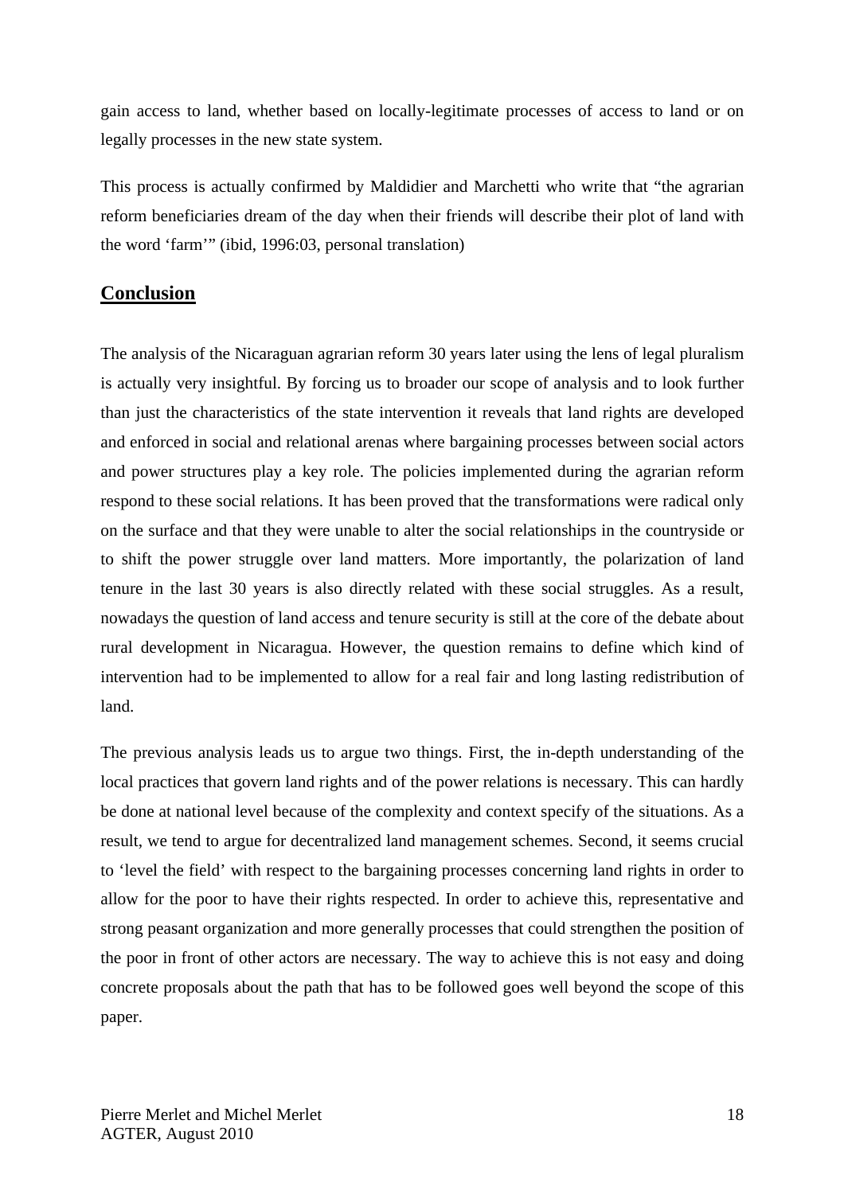gain access to land, whether based on locally-legitimate processes of access to land or on legally processes in the new state system.

This process is actually confirmed by Maldidier and Marchetti who write that "the agrarian reform beneficiaries dream of the day when their friends will describe their plot of land with the word 'farm'" (ibid, 1996:03, personal translation)

## Conclusion

The analysis of the Nicaraguan agrarian reform 30 years later using the lens of legal pluralism is actually very insightful. By forcing us to broader our scope of analysis and to look further than just the characteristics of the state intervention it reveals that land rights are developed and enforced in social and relational arenas where bargaining processes between social actors and power structures play a key role. The policies implemented during the agrarian reform respond to these social relations. It has been proved that the transformations were radical only on the surface and that they were unable to alter the social relationships in the countryside or to shift the power struggle over land matters. More importantly, the polarization of land tenure in the last 30 years is also directly related with these social struggles. As a result, nowadays the question of land access and tenure security is still at the core of the debate about rural development in Nicaragua. However, the question remains to define which kind of intervention had to be implemented to allow for a real fair and long lasting redistribution of land.

The previous analysis leads us to argue two things. First, the in-depth understanding of the local practices that govern land rights and of the power relations is necessary. This can hardly be done at national level because of the complexity and context specify of the situations. As a result, we tend to argue for decentralized land management schemes. Second, it seems crucial to 'level the field' with respect to the bargaining processes concerning land rights in order to allow for the poor to have their rights respected. In order to achieve this, representative and strong peasant organization and more generally processes that could strengthen the position of the poor in front of other actors are necessary. The way to achieve this is not easy and doing concrete proposals about the path that has to be followed goes well beyond the scope of this paper.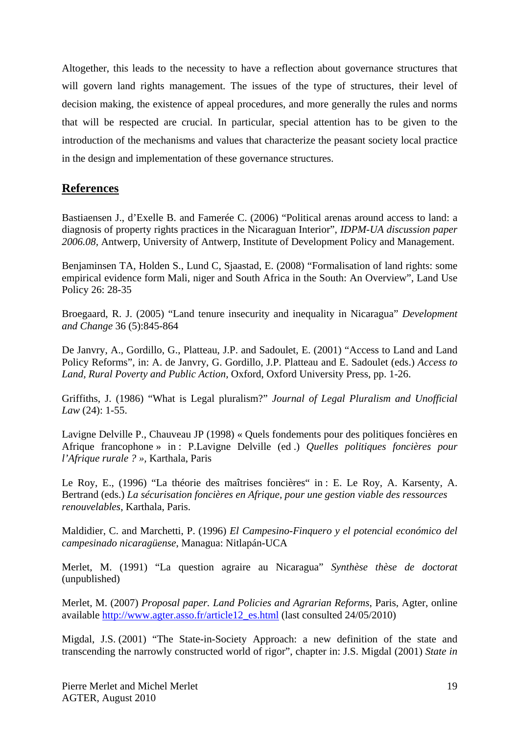Altogether, this leads to the necessity to have a reflection about governance structures that will govern land rights management. The issues of the type of structures, their level of decision making, the existence of appeal procedures, and more generally the rules and norms that will be respected are crucial. In particular, special attention has to be given to the introduction of the mechanisms and values that characterize the peasant society local practice in the design and implementation of these governance structures.

## References

Bastiaensen J., d'Exelle B. and Famerée C. (2006) "Political arenas around access to land: a diagnosis of property rights practices in the Nicaraguan Interior", *IDPM-UA discussion paper 2006.08*, Antwerp, University of Antwerp, Institute of Development Policy and Management.

Benjaminsen TA, Holden S., Lund C, Sjaastad, E. (2008) "Formalisation of land rights: some empirical evidence form Mali, niger and South Africa in the South: An Overview", Land Use Policy 26: 28-35

Broegaard, R. J. (2005) "Land tenure insecurity and inequality in Nicaragua" *Development and Change* 36 (5):845-864

De Janvry, A., Gordillo, G., Platteau, J.P. and Sadoulet, E. (2001) "Access to Land and Land Policy Reforms", in: A. de Janvry, G. Gordillo, J.P. Platteau and E. Sadoulet (eds.) *Access to Land, Rural Poverty and Public Action*, Oxford, Oxford University Press, pp. 1-26.

Griffiths, J. (1986) "What is Legal pluralism?" *Journal of Legal Pluralism and Unofficial Law* (24): 1-55.

Lavigne Delville P., Chauveau JP (1998) « Quels fondements pour des politiques foncières en Afrique francophone » in : P.Lavigne Delville (ed .) *Quelles politiques foncières pour l'Afrique rurale ? »*, Karthala, Paris

Le Roy, E., (1996) "La théorie des maîtrises foncières" in : E. Le Roy, A. Karsenty, A. Bertrand (eds.) *La sécurisation foncières en Afrique, pour une gestion viable des ressources renouvelables*, Karthala, Paris.

Maldidier, C. and Marchetti, P. (1996) *El Campesino-Finquero y el potencial económico del campesinado nicaragüense*, Managua: Nitlapán-UCA

Merlet, M. (1991) "La question agraire au Nicaragua" *Synthèse thèse de doctorat* (unpublished)

Merlet, M. (2007) *Proposal paper. Land Policies and Agrarian Reforms*, Paris, Agter, online available http://www.agter.asso.fr/article12_es.html (last consulted 24/05/2010)

Migdal, J.S. (2001) "The State-in-Society Approach: a new definition of the state and transcending the narrowly constructed world of rigor", chapter in: J.S. Migdal (2001) *State in*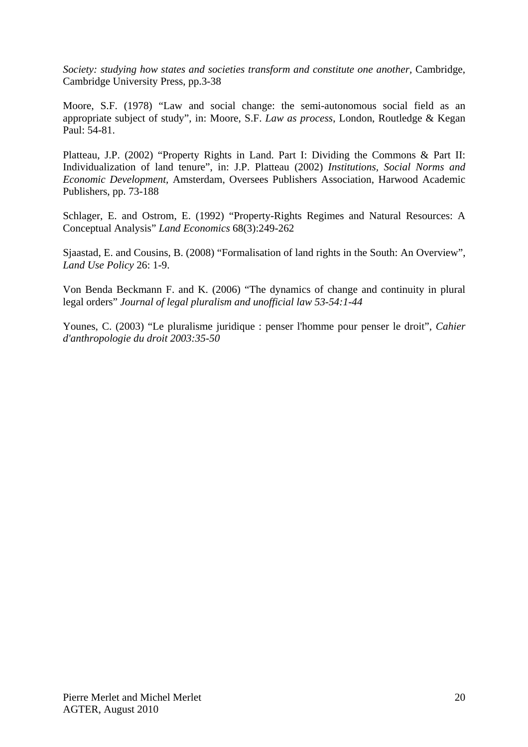*Society: studying how states and societies transform and constitute one another*, Cambridge, Cambridge University Press, pp.3-38

Moore, S.F. (1978) "Law and social change: the semi-autonomous social field as an appropriate subject of study", in: Moore, S.F. *Law as process*, London, Routledge & Kegan Paul: 54-81.

Platteau, J.P. (2002) "Property Rights in Land. Part I: Dividing the Commons & Part II: Individualization of land tenure", in: J.P. Platteau (2002) *Institutions, Social Norms and Economic Development*, Amsterdam, Oversees Publishers Association, Harwood Academic Publishers, pp. 73-188

Schlager, E. and Ostrom, E. (1992) "Property-Rights Regimes and Natural Resources: A Conceptual Analysis" *Land Economics* 68(3):249-262

Sjaastad, E. and Cousins, B. (2008) "Formalisation of land rights in the South: An Overview", *Land Use Policy* 26: 1-9.

Von Benda Beckmann F. and K. (2006) "The dynamics of change and continuity in plural legal orders" *Journal of legal pluralism and unofficial law 53-54:1-44*

Younes, C. (2003) "Le pluralisme juridique : penser l'homme pour penser le droit", *Cahier d'anthropologie du droit 2003:35-50*